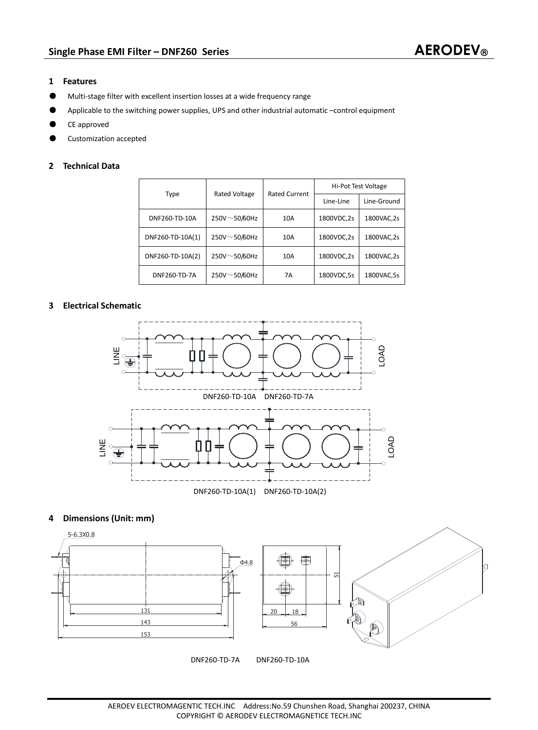## Single Phase EMI Filter – DNF260 Series

**AERODEV®**

### 1 Features

- Multi-stage filter with excellent insertion losses at a wide frequency range
- Applicable to the switching power supplies, UPS and other industrial automatic –control equipment
- CE approved
- Customization accepted

### 2 Technical Data

| Type | Rated Voltage | Rated Current | Hi-Pot Test Voltage | |
|---|---|---|---|---|
| | | | Line-Line | Line-Ground |
| DNF260-TD-10A | 250V～50/60Hz | 10A | 1800VDC,2s | 1800VAC,2s |
| DNF260-TD-10A(1) | 250V～50/60Hz | 10A | 1800VDC,2s | 1800VAC,2s |
| DNF260-TD-10A(2) | 250V～50/60Hz | 10A | 1800VDC,2s | 1800VAC,2s |
| DNF260-TD-7A | 250V～50/60Hz | 7A | 1800VDC,5s | 1800VAC,5s |

### 3 Electrical Schematic

LINE LOAD

DNF260-TD-10A DNF260-TD-7A

LINE LOAD

DNF260-TD-10A(1) DNF260-TD-10A(2)

### 4 Dimensions (Unit: mm)

5-6.3X0.8

Φ4.8

131

143

153

51

20 18

56

DNF260-TD-7A DNF260-TD-10A

AEROEV ELECTROMAGENTIC TECH.INC Address:No.59 Chunshen Road, Shanghai 200237, CHINA
COPYRIGHT © AERODEV ELECTROMAGNETICE TECH.INC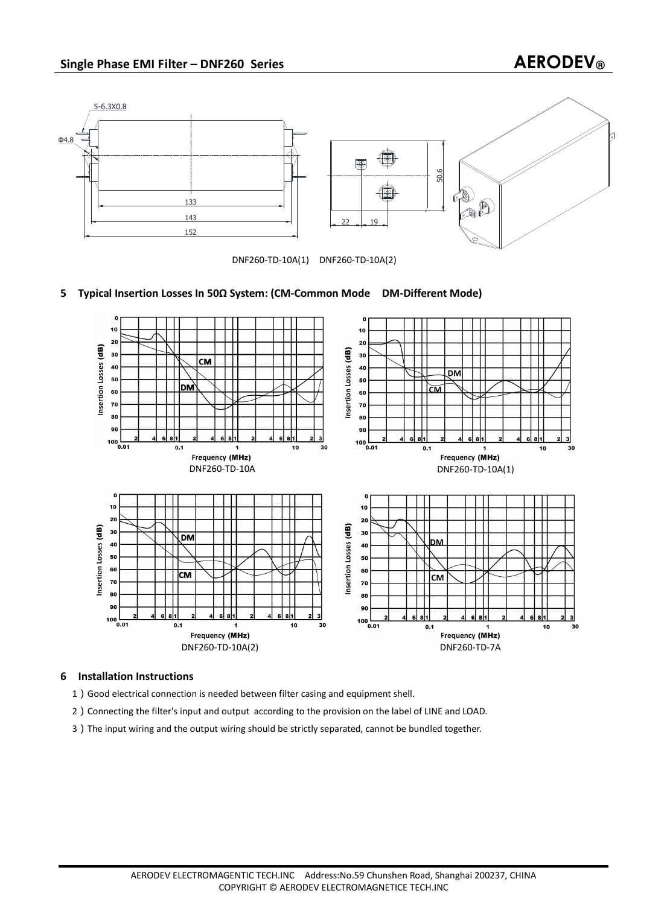5-6.3X0.8

Φ4.8

133

143

152

50.6

22

19

DNF260-TD-10A(1) DNF260-TD-10A(2)

## 5 Typical Insertion Losses In 50Ω System: (CM-Common Mode DM-Different Mode)

Insertion Losses (dB)

Frequency (MHz)

CM

DM

DNF260-TD-10A

DNF260-TD-10A(1)

DNF260-TD-10A(2)

DNF260-TD-7A

## 6 Installation Instructions

1) Good electrical connection is needed between filter casing and equipment shell.

2) Connecting the filter's input and output according to the provision on the label of LINE and LOAD.

3) The input wiring and the output wiring should be strictly separated, cannot be bundled together.